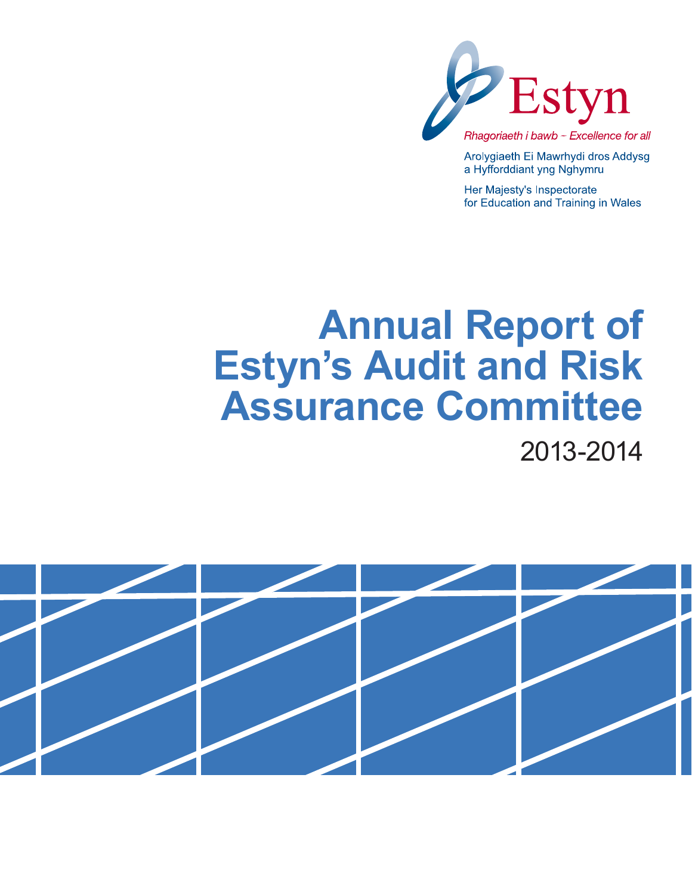Estyn

*Rhagoriaeth i bawb – Excellence for all*

Arolygiaeth Ei Mawrhydi dros Addysg a Hyfforddiant yng Nghymru

Her Majesty's Inspectorate for Education and Training in Wales

# Annual Report of Estyn's Audit and Risk Assurance Committee

2013-2014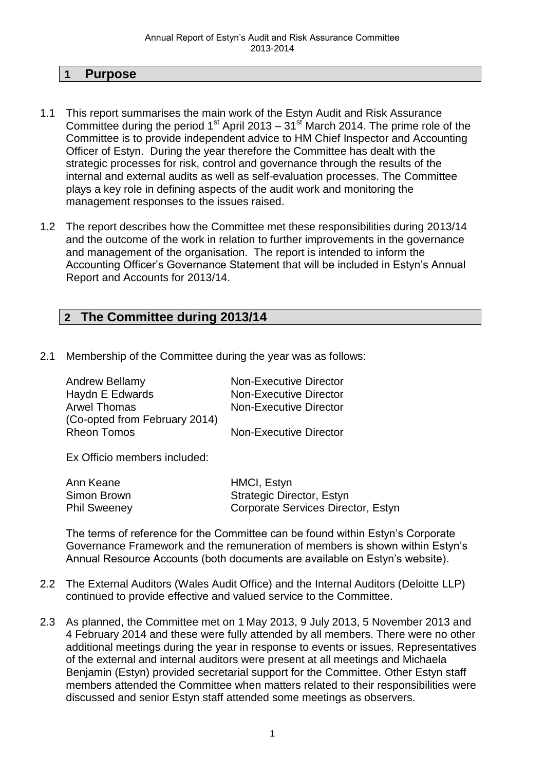## 1 Purpose

1.1 This report summarises the main work of the Estyn Audit and Risk Assurance Committee during the period 1st April 2013 – 31st March 2014. The prime role of the Committee is to provide independent advice to HM Chief Inspector and Accounting Officer of Estyn. During the year therefore the Committee has dealt with the strategic processes for risk, control and governance through the results of the internal and external audits as well as self-evaluation processes. The Committee plays a key role in defining aspects of the audit work and monitoring the management responses to the issues raised.

1.2 The report describes how the Committee met these responsibilities during 2013/14 and the outcome of the work in relation to further improvements in the governance and management of the organisation. The report is intended to inform the Accounting Officer's Governance Statement that will be included in Estyn's Annual Report and Accounts for 2013/14.

## 2 The Committee during 2013/14

2.1 Membership of the Committee during the year was as follows:

| | |
|---|---|
| Andrew Bellamy | Non-Executive Director |
| Haydn E Edwards | Non-Executive Director |
| Arwel Thomas (Co-opted from February 2014) | Non-Executive Director |
| Rheon Tomos | Non-Executive Director |

Ex Officio members included:

| | |
|---|---|
| Ann Keane | HMCI, Estyn |
| Simon Brown | Strategic Director, Estyn |
| Phil Sweeney | Corporate Services Director, Estyn |

The terms of reference for the Committee can be found within Estyn's Corporate Governance Framework and the remuneration of members is shown within Estyn's Annual Resource Accounts (both documents are available on Estyn's website).

2.2 The External Auditors (Wales Audit Office) and the Internal Auditors (Deloitte LLP) continued to provide effective and valued service to the Committee.

2.3 As planned, the Committee met on 1 May 2013, 9 July 2013, 5 November 2013 and 4 February 2014 and these were fully attended by all members. There were no other additional meetings during the year in response to events or issues. Representatives of the external and internal auditors were present at all meetings and Michaela Benjamin (Estyn) provided secretarial support for the Committee. Other Estyn staff members attended the Committee when matters related to their responsibilities were discussed and senior Estyn staff attended some meetings as observers.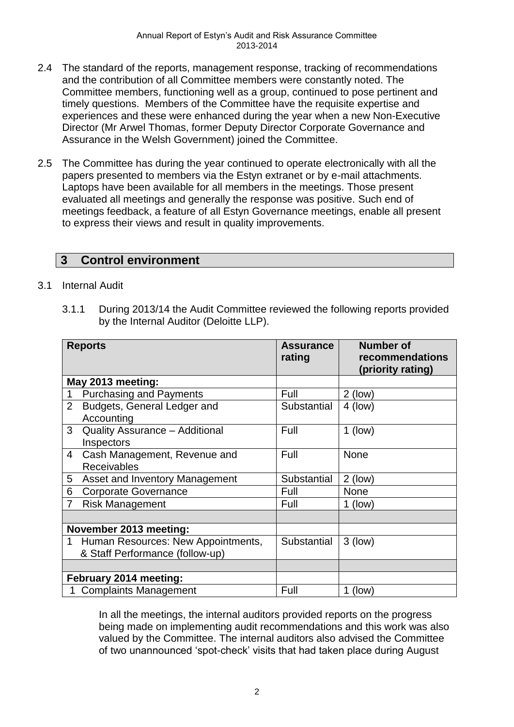2.4 The standard of the reports, management response, tracking of recommendations and the contribution of all Committee members were constantly noted. The Committee members, functioning well as a group, continued to pose pertinent and timely questions. Members of the Committee have the requisite expertise and experiences and these were enhanced during the year when a new Non-Executive Director (Mr Arwel Thomas, former Deputy Director Corporate Governance and Assurance in the Welsh Government) joined the Committee.

2.5 The Committee has during the year continued to operate electronically with all the papers presented to members via the Estyn extranet or by e-mail attachments. Laptops have been available for all members in the meetings. Those present evaluated all meetings and generally the response was positive. Such end of meetings feedback, a feature of all Estyn Governance meetings, enable all present to express their views and result in quality improvements.

## 3 Control environment

3.1 Internal Audit

3.1.1 During 2013/14 the Audit Committee reviewed the following reports provided by the Internal Auditor (Deloitte LLP).

| Reports | Assurance rating | Number of recommendations (priority rating) |
|---|---|---|
| **May 2013 meeting:** | | |
| 1 Purchasing and Payments | Full | 2 (low) |
| 2 Budgets, General Ledger and Accounting | Substantial | 4 (low) |
| 3 Quality Assurance – Additional Inspectors | Full | 1 (low) |
| 4 Cash Management, Revenue and Receivables | Full | None |
| 5 Asset and Inventory Management | Substantial | 2 (low) |
| 6 Corporate Governance | Full | None |
| 7 Risk Management | Full | 1 (low) |
| | | |
| **November 2013 meeting:** | | |
| 1 Human Resources: New Appointments, & Staff Performance (follow-up) | Substantial | 3 (low) |
| | | |
| **February 2014 meeting:** | | |
| 1 Complaints Management | Full | 1 (low) |

In all the meetings, the internal auditors provided reports on the progress being made on implementing audit recommendations and this work was also valued by the Committee. The internal auditors also advised the Committee of two unannounced 'spot-check' visits that had taken place during August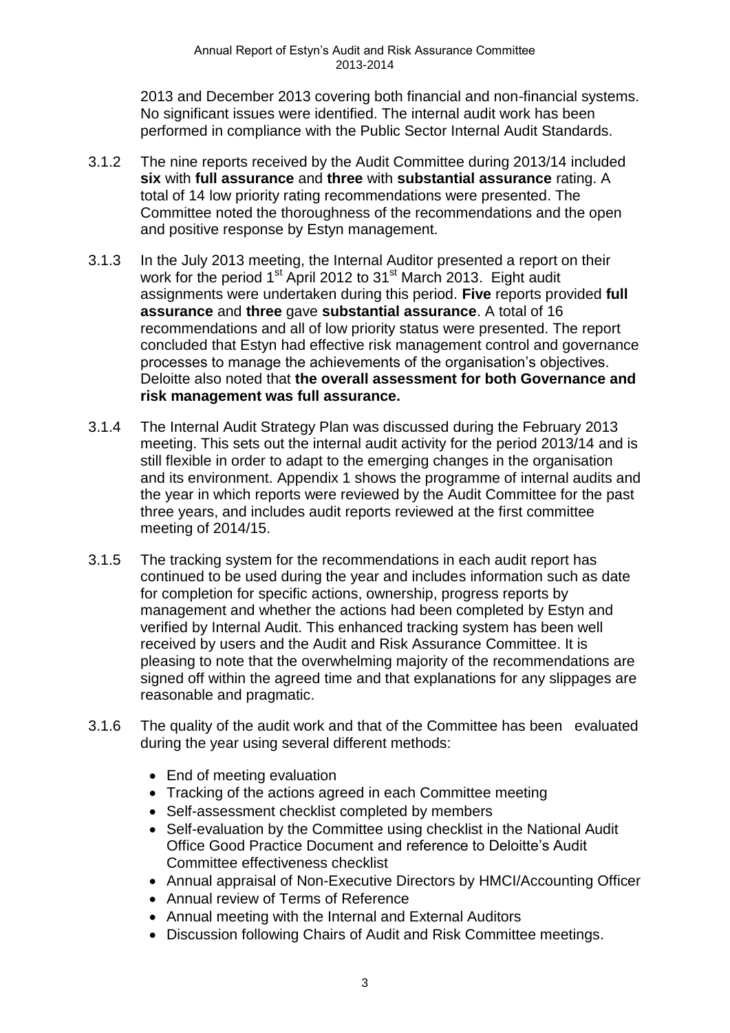2013 and December 2013 covering both financial and non-financial systems. No significant issues were identified. The internal audit work has been performed in compliance with the Public Sector Internal Audit Standards.

3.1.2 The nine reports received by the Audit Committee during 2013/14 included **six** with **full assurance** and **three** with **substantial assurance** rating. A total of 14 low priority rating recommendations were presented. The Committee noted the thoroughness of the recommendations and the open and positive response by Estyn management.

3.1.3 In the July 2013 meeting, the Internal Auditor presented a report on their work for the period 1st April 2012 to 31st March 2013. Eight audit assignments were undertaken during this period. **Five** reports provided **full assurance** and **three** gave **substantial assurance**. A total of 16 recommendations and all of low priority status were presented. The report concluded that Estyn had effective risk management control and governance processes to manage the achievements of the organisation's objectives. Deloitte also noted that **the overall assessment for both Governance and risk management was full assurance.**

3.1.4 The Internal Audit Strategy Plan was discussed during the February 2013 meeting. This sets out the internal audit activity for the period 2013/14 and is still flexible in order to adapt to the emerging changes in the organisation and its environment. Appendix 1 shows the programme of internal audits and the year in which reports were reviewed by the Audit Committee for the past three years, and includes audit reports reviewed at the first committee meeting of 2014/15.

3.1.5 The tracking system for the recommendations in each audit report has continued to be used during the year and includes information such as date for completion for specific actions, ownership, progress reports by management and whether the actions had been completed by Estyn and verified by Internal Audit. This enhanced tracking system has been well received by users and the Audit and Risk Assurance Committee. It is pleasing to note that the overwhelming majority of the recommendations are signed off within the agreed time and that explanations for any slippages are reasonable and pragmatic.

3.1.6 The quality of the audit work and that of the Committee has been evaluated during the year using several different methods:

- End of meeting evaluation
- Tracking of the actions agreed in each Committee meeting
- Self-assessment checklist completed by members
- Self-evaluation by the Committee using checklist in the National Audit Office Good Practice Document and reference to Deloitte's Audit Committee effectiveness checklist
- Annual appraisal of Non-Executive Directors by HMCI/Accounting Officer
- Annual review of Terms of Reference
- Annual meeting with the Internal and External Auditors
- Discussion following Chairs of Audit and Risk Committee meetings.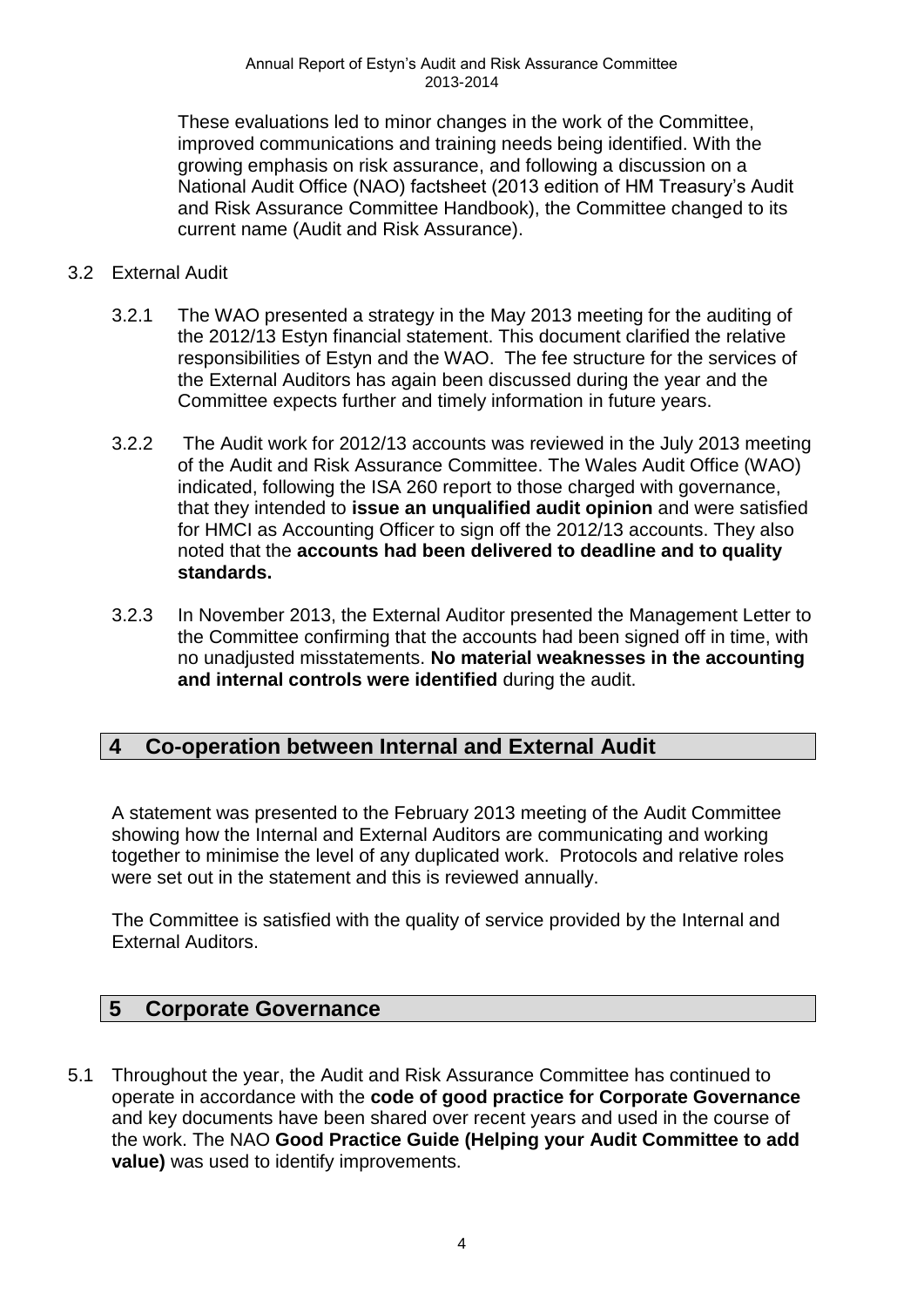These evaluations led to minor changes in the work of the Committee, improved communications and training needs being identified. With the growing emphasis on risk assurance, and following a discussion on a National Audit Office (NAO) factsheet (2013 edition of HM Treasury's Audit and Risk Assurance Committee Handbook), the Committee changed to its current name (Audit and Risk Assurance).

3.2 External Audit

3.2.1 The WAO presented a strategy in the May 2013 meeting for the auditing of the 2012/13 Estyn financial statement. This document clarified the relative responsibilities of Estyn and the WAO. The fee structure for the services of the External Auditors has again been discussed during the year and the Committee expects further and timely information in future years.

3.2.2 The Audit work for 2012/13 accounts was reviewed in the July 2013 meeting of the Audit and Risk Assurance Committee. The Wales Audit Office (WAO) indicated, following the ISA 260 report to those charged with governance, that they intended to **issue an unqualified audit opinion** and were satisfied for HMCI as Accounting Officer to sign off the 2012/13 accounts. They also noted that the **accounts had been delivered to deadline and to quality standards.**

3.2.3 In November 2013, the External Auditor presented the Management Letter to the Committee confirming that the accounts had been signed off in time, with no unadjusted misstatements. **No material weaknesses in the accounting and internal controls were identified** during the audit.

## 4 Co-operation between Internal and External Audit

A statement was presented to the February 2013 meeting of the Audit Committee showing how the Internal and External Auditors are communicating and working together to minimise the level of any duplicated work. Protocols and relative roles were set out in the statement and this is reviewed annually.

The Committee is satisfied with the quality of service provided by the Internal and External Auditors.

## 5 Corporate Governance

5.1 Throughout the year, the Audit and Risk Assurance Committee has continued to operate in accordance with the **code of good practice for Corporate Governance** and key documents have been shared over recent years and used in the course of the work. The NAO **Good Practice Guide (Helping your Audit Committee to add value)** was used to identify improvements.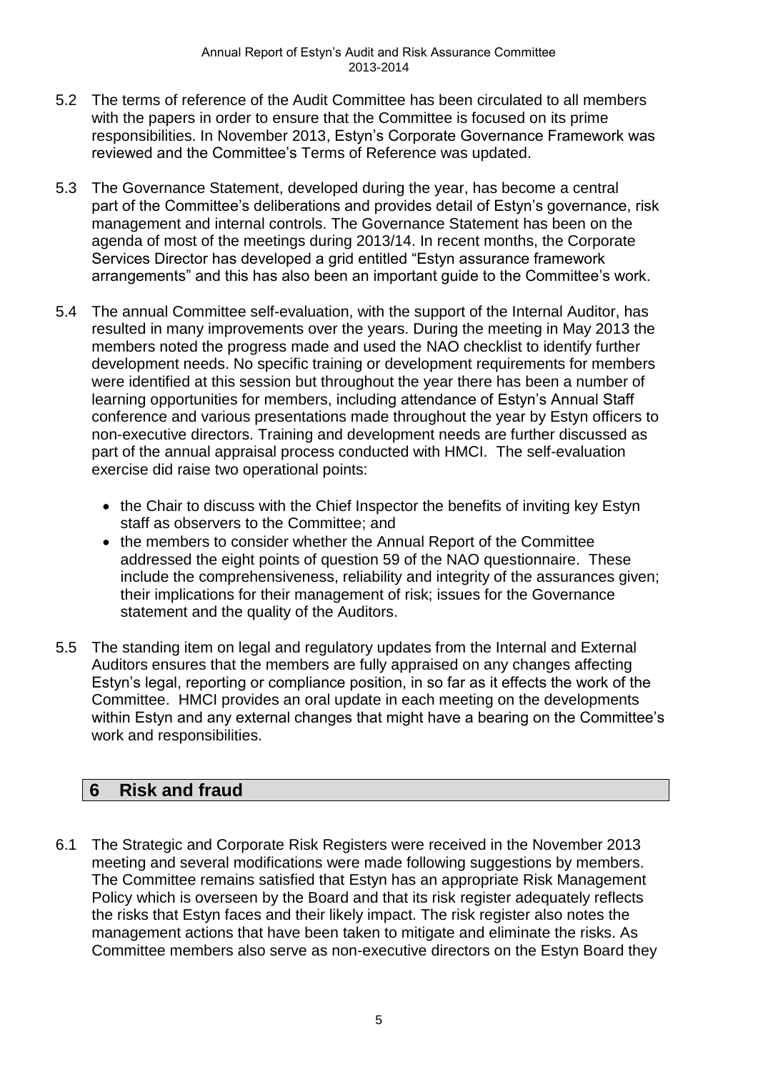5.2 The terms of reference of the Audit Committee has been circulated to all members with the papers in order to ensure that the Committee is focused on its prime responsibilities. In November 2013, Estyn's Corporate Governance Framework was reviewed and the Committee's Terms of Reference was updated.

5.3 The Governance Statement, developed during the year, has become a central part of the Committee's deliberations and provides detail of Estyn's governance, risk management and internal controls. The Governance Statement has been on the agenda of most of the meetings during 2013/14. In recent months, the Corporate Services Director has developed a grid entitled "Estyn assurance framework arrangements" and this has also been an important guide to the Committee's work.

5.4 The annual Committee self-evaluation, with the support of the Internal Auditor, has resulted in many improvements over the years. During the meeting in May 2013 the members noted the progress made and used the NAO checklist to identify further development needs. No specific training or development requirements for members were identified at this session but throughout the year there has been a number of learning opportunities for members, including attendance of Estyn's Annual Staff conference and various presentations made throughout the year by Estyn officers to non-executive directors. Training and development needs are further discussed as part of the annual appraisal process conducted with HMCI. The self-evaluation exercise did raise two operational points:

- the Chair to discuss with the Chief Inspector the benefits of inviting key Estyn staff as observers to the Committee; and
- the members to consider whether the Annual Report of the Committee addressed the eight points of question 59 of the NAO questionnaire. These include the comprehensiveness, reliability and integrity of the assurances given; their implications for their management of risk; issues for the Governance statement and the quality of the Auditors.

5.5 The standing item on legal and regulatory updates from the Internal and External Auditors ensures that the members are fully appraised on any changes affecting Estyn's legal, reporting or compliance position, in so far as it effects the work of the Committee. HMCI provides an oral update in each meeting on the developments within Estyn and any external changes that might have a bearing on the Committee's work and responsibilities.

## 6 Risk and fraud

6.1 The Strategic and Corporate Risk Registers were received in the November 2013 meeting and several modifications were made following suggestions by members. The Committee remains satisfied that Estyn has an appropriate Risk Management Policy which is overseen by the Board and that its risk register adequately reflects the risks that Estyn faces and their likely impact. The risk register also notes the management actions that have been taken to mitigate and eliminate the risks. As Committee members also serve as non-executive directors on the Estyn Board they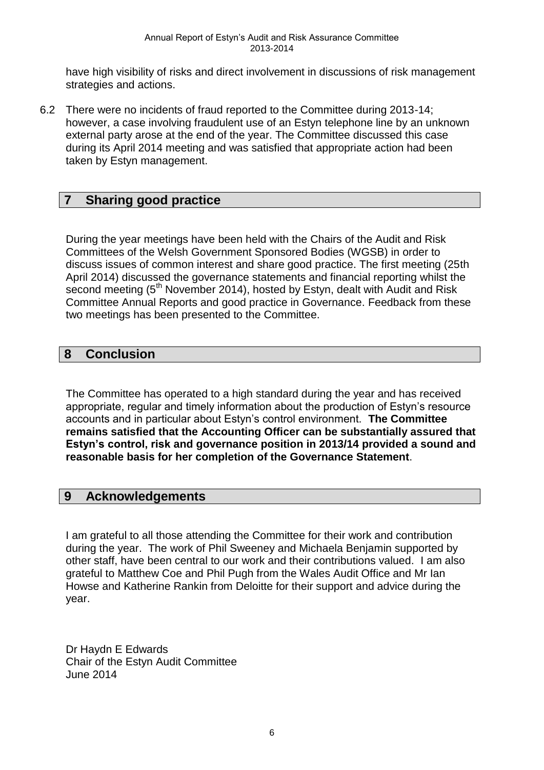have high visibility of risks and direct involvement in discussions of risk management strategies and actions.

6.2 There were no incidents of fraud reported to the Committee during 2013-14; however, a case involving fraudulent use of an Estyn telephone line by an unknown external party arose at the end of the year. The Committee discussed this case during its April 2014 meeting and was satisfied that appropriate action had been taken by Estyn management.

## 7 Sharing good practice

During the year meetings have been held with the Chairs of the Audit and Risk Committees of the Welsh Government Sponsored Bodies (WGSB) in order to discuss issues of common interest and share good practice. The first meeting (25th April 2014) discussed the governance statements and financial reporting whilst the second meeting (5th November 2014), hosted by Estyn, dealt with Audit and Risk Committee Annual Reports and good practice in Governance. Feedback from these two meetings has been presented to the Committee.

## 8 Conclusion

The Committee has operated to a high standard during the year and has received appropriate, regular and timely information about the production of Estyn's resource accounts and in particular about Estyn's control environment. **The Committee remains satisfied that the Accounting Officer can be substantially assured that Estyn's control, risk and governance position in 2013/14 provided a sound and reasonable basis for her completion of the Governance Statement**.

## 9 Acknowledgements

I am grateful to all those attending the Committee for their work and contribution during the year. The work of Phil Sweeney and Michaela Benjamin supported by other staff, have been central to our work and their contributions valued. I am also grateful to Matthew Coe and Phil Pugh from the Wales Audit Office and Mr Ian Howse and Katherine Rankin from Deloitte for their support and advice during the year.

Dr Haydn E Edwards
Chair of the Estyn Audit Committee
June 2014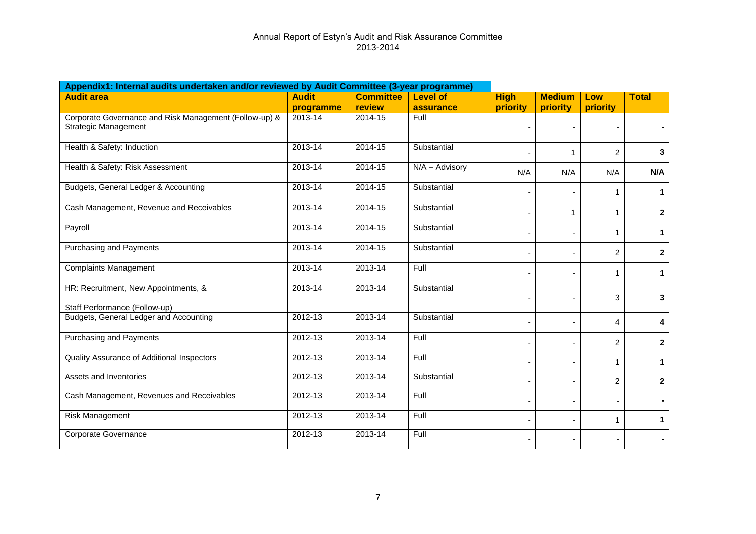Annual Report of Estyn's Audit and Risk Assurance Committee
2013-2014

| Appendix1: Internal audits undertaken and/or reviewed by Audit Committee (3-year programme) | | | | | | | |
|---|---|---|---|---|---|---|---|
| **Audit area** | **Audit programme** | **Committee review** | **Level of assurance** | **High priority** | **Medium priority** | **Low priority** | **Total** |
| Corporate Governance and Risk Management (Follow-up) & Strategic Management | 2013-14 | 2014-15 | Full | - | - | - | - |
| Health & Safety: Induction | 2013-14 | 2014-15 | Substantial | - | 1 | 2 | 3 |
| Health & Safety: Risk Assessment | 2013-14 | 2014-15 | N/A – Advisory | N/A | N/A | N/A | N/A |
| Budgets, General Ledger & Accounting | 2013-14 | 2014-15 | Substantial | - | - | 1 | 1 |
| Cash Management, Revenue and Receivables | 2013-14 | 2014-15 | Substantial | - | 1 | 1 | 2 |
| Payroll | 2013-14 | 2014-15 | Substantial | - | - | 1 | 1 |
| Purchasing and Payments | 2013-14 | 2014-15 | Substantial | - | - | 2 | 2 |
| Complaints Management | 2013-14 | 2013-14 | Full | - | - | 1 | 1 |
| HR: Recruitment, New Appointments, & Staff Performance (Follow-up) | 2013-14 | 2013-14 | Substantial | - | - | 3 | 3 |
| Budgets, General Ledger and Accounting | 2012-13 | 2013-14 | Substantial | - | - | 4 | 4 |
| Purchasing and Payments | 2012-13 | 2013-14 | Full | - | - | 2 | 2 |
| Quality Assurance of Additional Inspectors | 2012-13 | 2013-14 | Full | - | - | 1 | 1 |
| Assets and Inventories | 2012-13 | 2013-14 | Substantial | - | - | 2 | 2 |
| Cash Management, Revenues and Receivables | 2012-13 | 2013-14 | Full | - | - | - | - |
| Risk Management | 2012-13 | 2013-14 | Full | - | - | 1 | 1 |
| Corporate Governance | 2012-13 | 2013-14 | Full | - | - | - | - |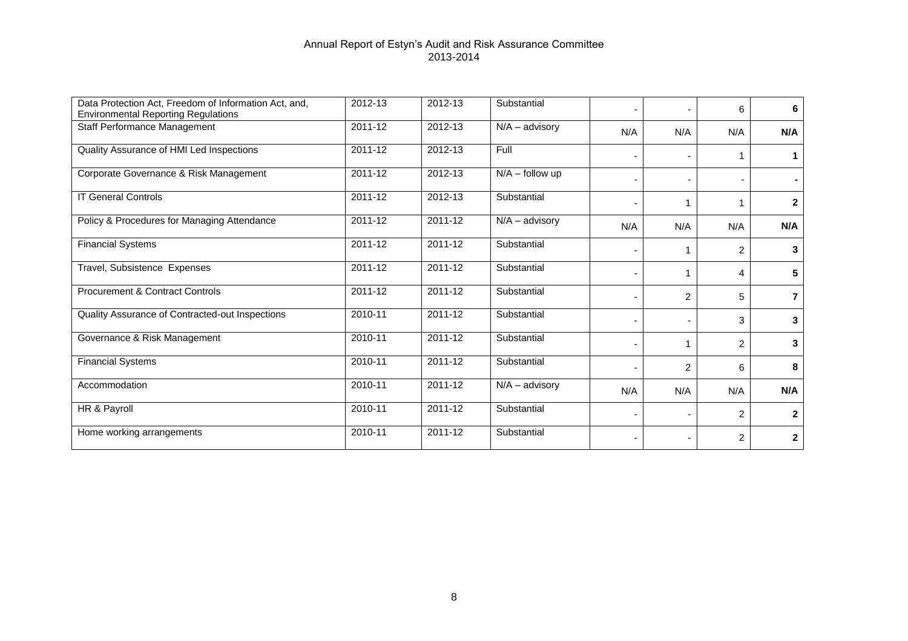| | | | | | | | |
|---|---|---|---|---|---|---|---|
| Data Protection Act, Freedom of Information Act, and, Environmental Reporting Regulations | 2012-13 | 2012-13 | Substantial | - | - | 6 | **6** |
| Staff Performance Management | 2011-12 | 2012-13 | N/A – advisory | N/A | N/A | N/A | **N/A** |
| Quality Assurance of HMI Led Inspections | 2011-12 | 2012-13 | Full | - | - | 1 | **1** |
| Corporate Governance & Risk Management | 2011-12 | 2012-13 | N/A – follow up | - | - | - | **-** |
| IT General Controls | 2011-12 | 2012-13 | Substantial | - | 1 | 1 | **2** |
| Policy & Procedures for Managing Attendance | 2011-12 | 2011-12 | N/A – advisory | N/A | N/A | N/A | **N/A** |
| Financial Systems | 2011-12 | 2011-12 | Substantial | - | 1 | 2 | **3** |
| Travel, Subsistence Expenses | 2011-12 | 2011-12 | Substantial | - | 1 | 4 | **5** |
| Procurement & Contract Controls | 2011-12 | 2011-12 | Substantial | - | 2 | 5 | **7** |
| Quality Assurance of Contracted-out Inspections | 2010-11 | 2011-12 | Substantial | - | - | 3 | **3** |
| Governance & Risk Management | 2010-11 | 2011-12 | Substantial | - | 1 | 2 | **3** |
| Financial Systems | 2010-11 | 2011-12 | Substantial | - | 2 | 6 | **8** |
| Accommodation | 2010-11 | 2011-12 | N/A – advisory | N/A | N/A | N/A | **N/A** |
| HR & Payroll | 2010-11 | 2011-12 | Substantial | - | - | 2 | **2** |
| Home working arrangements | 2010-11 | 2011-12 | Substantial | - | - | 2 | **2** |